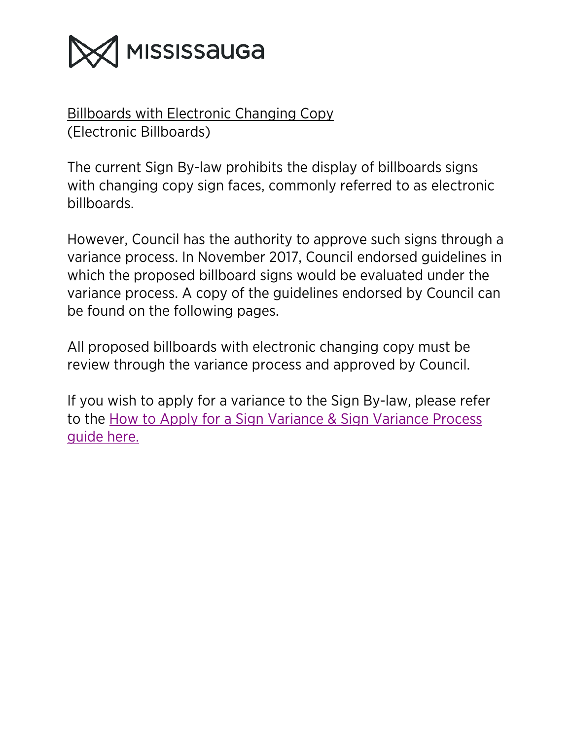MISSISSAUGA

## Billboards with Electronic Changing Copy
(Electronic Billboards)

The current Sign By-law prohibits the display of billboards signs with changing copy sign faces, commonly referred to as electronic billboards.

However, Council has the authority to approve such signs through a variance process. In November 2017, Council endorsed guidelines in which the proposed billboard signs would be evaluated under the variance process. A copy of the guidelines endorsed by Council can be found on the following pages.

All proposed billboards with electronic changing copy must be review through the variance process and approved by Council.

If you wish to apply for a variance to the Sign By-law, please refer to the How to Apply for a Sign Variance & Sign Variance Process guide here.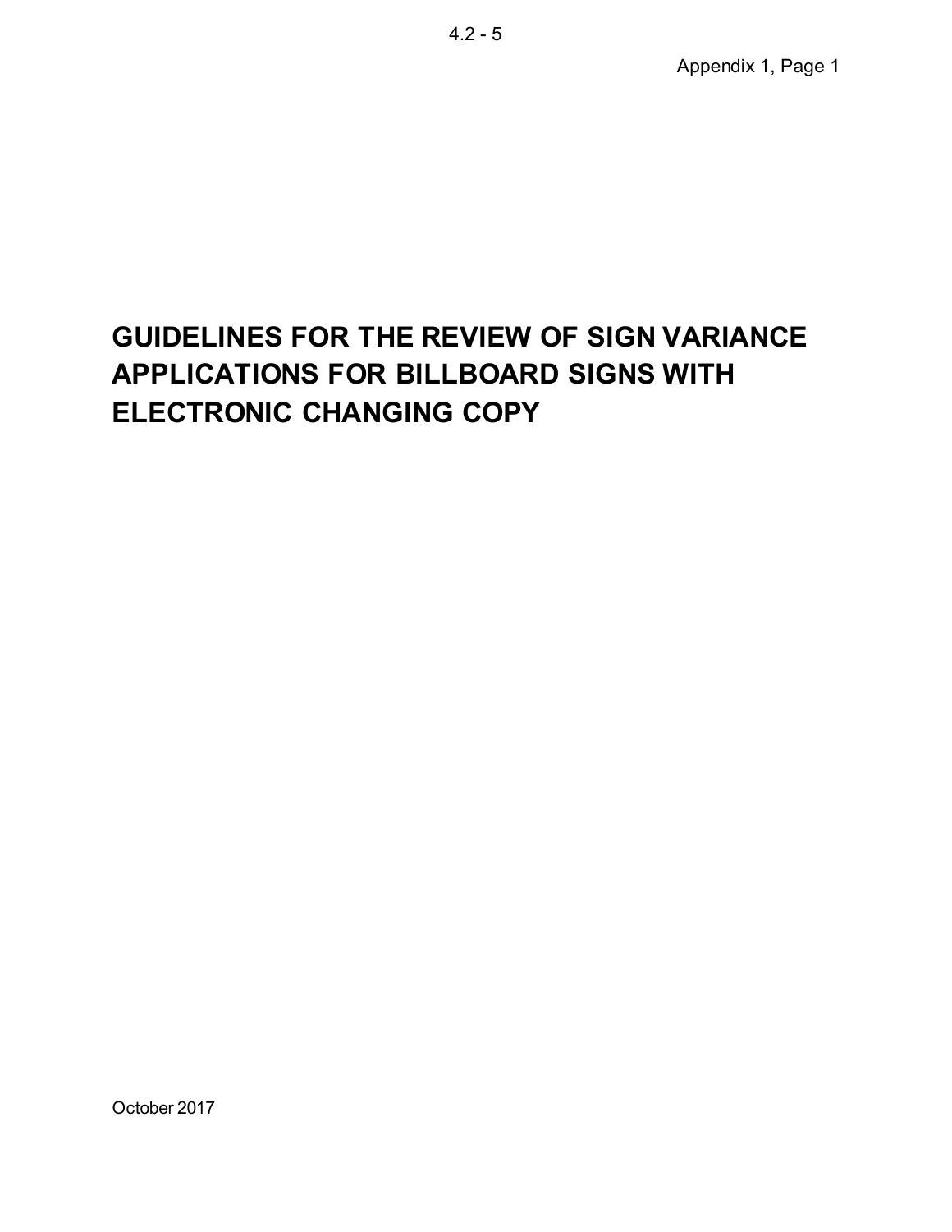# GUIDELINES FOR THE REVIEW OF SIGN VARIANCE APPLICATIONS FOR BILLBOARD SIGNS WITH ELECTRONIC CHANGING COPY

October 2017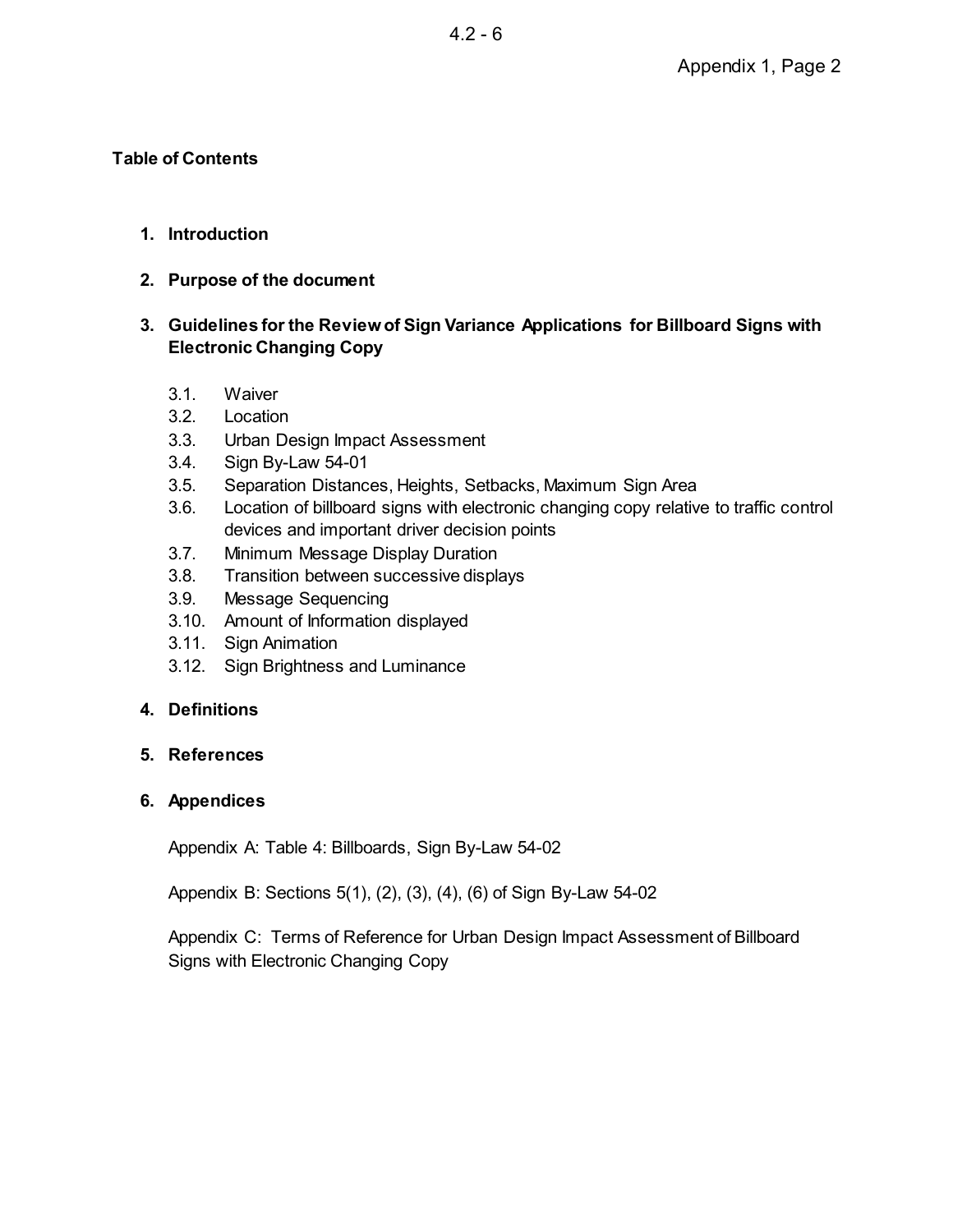**Table of Contents**

1. **Introduction**

2. **Purpose of the document**

3. **Guidelines for the Review of Sign Variance Applications for Billboard Signs with Electronic Changing Copy**

    3.1. Waiver
    3.2. Location
    3.3. Urban Design Impact Assessment
    3.4. Sign By-Law 54-01
    3.5. Separation Distances, Heights, Setbacks, Maximum Sign Area
    3.6. Location of billboard signs with electronic changing copy relative to traffic control devices and important driver decision points
    3.7. Minimum Message Display Duration
    3.8. Transition between successive displays
    3.9. Message Sequencing
    3.10. Amount of Information displayed
    3.11. Sign Animation
    3.12. Sign Brightness and Luminance

4. **Definitions**

5. **References**

6. **Appendices**

    Appendix A: Table 4: Billboards, Sign By-Law 54-02

    Appendix B: Sections 5(1), (2), (3), (4), (6) of Sign By-Law 54-02

    Appendix C: Terms of Reference for Urban Design Impact Assessment of Billboard Signs with Electronic Changing Copy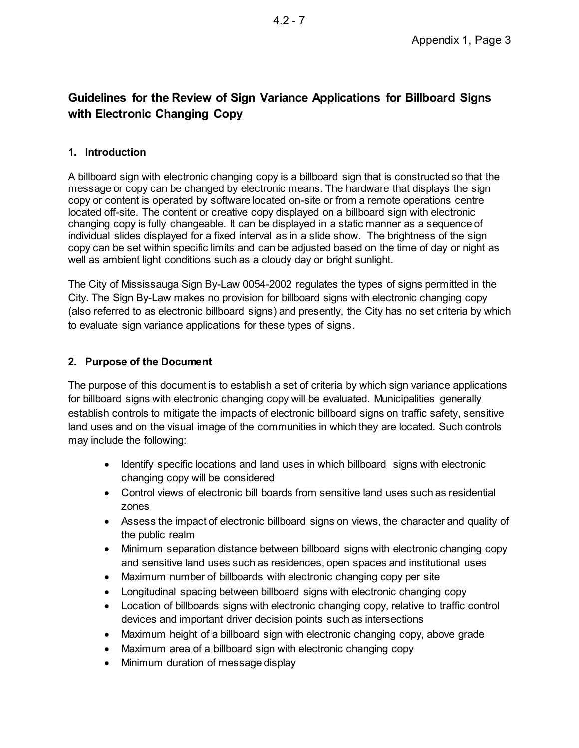## Guidelines for the Review of Sign Variance Applications for Billboard Signs with Electronic Changing Copy

### 1. Introduction

A billboard sign with electronic changing copy is a billboard sign that is constructed so that the message or copy can be changed by electronic means. The hardware that displays the sign copy or content is operated by software located on-site or from a remote operations centre located off-site. The content or creative copy displayed on a billboard sign with electronic changing copy is fully changeable. It can be displayed in a static manner as a sequence of individual slides displayed for a fixed interval as in a slide show. The brightness of the sign copy can be set within specific limits and can be adjusted based on the time of day or night as well as ambient light conditions such as a cloudy day or bright sunlight.

The City of Mississauga Sign By-Law 0054-2002 regulates the types of signs permitted in the City. The Sign By-Law makes no provision for billboard signs with electronic changing copy (also referred to as electronic billboard signs) and presently, the City has no set criteria by which to evaluate sign variance applications for these types of signs.

### 2. Purpose of the Document

The purpose of this document is to establish a set of criteria by which sign variance applications for billboard signs with electronic changing copy will be evaluated. Municipalities generally establish controls to mitigate the impacts of electronic billboard signs on traffic safety, sensitive land uses and on the visual image of the communities in which they are located. Such controls may include the following:

- Identify specific locations and land uses in which billboard signs with electronic changing copy will be considered
- Control views of electronic bill boards from sensitive land uses such as residential zones
- Assess the impact of electronic billboard signs on views, the character and quality of the public realm
- Minimum separation distance between billboard signs with electronic changing copy and sensitive land uses such as residences, open spaces and institutional uses
- Maximum number of billboards with electronic changing copy per site
- Longitudinal spacing between billboard signs with electronic changing copy
- Location of billboards signs with electronic changing copy, relative to traffic control devices and important driver decision points such as intersections
- Maximum height of a billboard sign with electronic changing copy, above grade
- Maximum area of a billboard sign with electronic changing copy
- Minimum duration of message display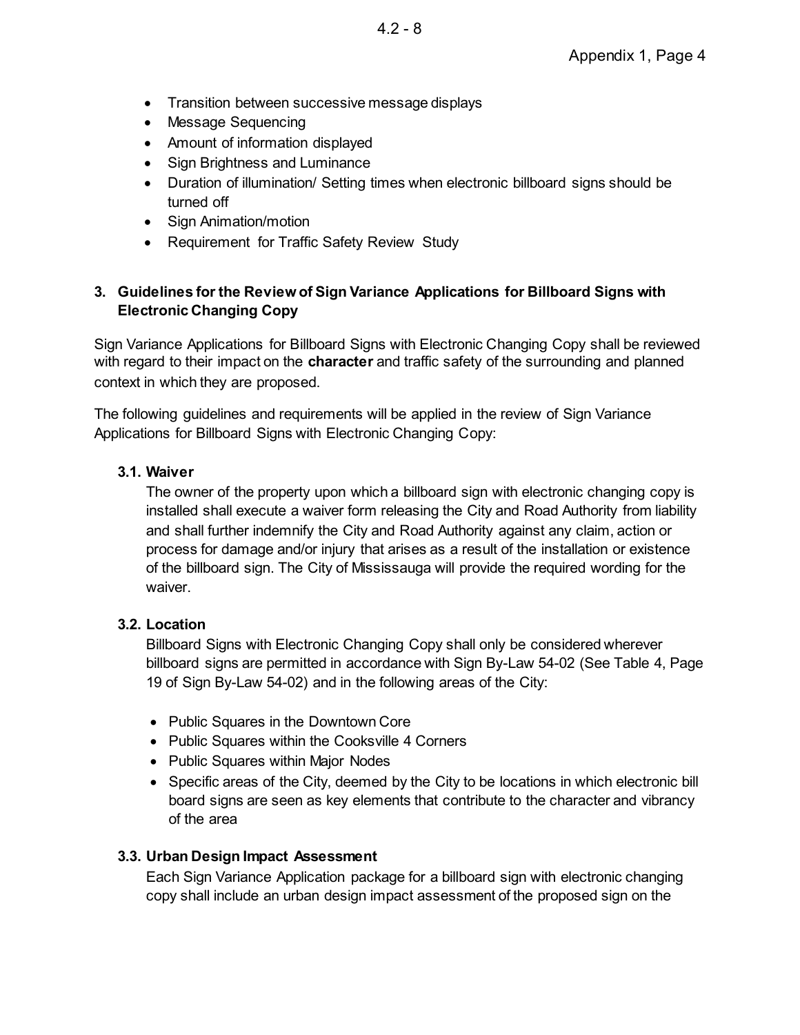- Transition between successive message displays
- Message Sequencing
- Amount of information displayed
- Sign Brightness and Luminance
- Duration of illumination/ Setting times when electronic billboard signs should be turned off
- Sign Animation/motion
- Requirement for Traffic Safety Review Study

## 3. Guidelines for the Review of Sign Variance Applications for Billboard Signs with Electronic Changing Copy

Sign Variance Applications for Billboard Signs with Electronic Changing Copy shall be reviewed with regard to their impact on the **character** and traffic safety of the surrounding and planned context in which they are proposed.

The following guidelines and requirements will be applied in the review of Sign Variance Applications for Billboard Signs with Electronic Changing Copy:

### 3.1. Waiver

The owner of the property upon which a billboard sign with electronic changing copy is installed shall execute a waiver form releasing the City and Road Authority from liability and shall further indemnify the City and Road Authority against any claim, action or process for damage and/or injury that arises as a result of the installation or existence of the billboard sign. The City of Mississauga will provide the required wording for the waiver.

### 3.2. Location

Billboard Signs with Electronic Changing Copy shall only be considered wherever billboard signs are permitted in accordance with Sign By-Law 54-02 (See Table 4, Page 19 of Sign By-Law 54-02) and in the following areas of the City:

- Public Squares in the Downtown Core
- Public Squares within the Cooksville 4 Corners
- Public Squares within Major Nodes
- Specific areas of the City, deemed by the City to be locations in which electronic bill board signs are seen as key elements that contribute to the character and vibrancy of the area

### 3.3. Urban Design Impact Assessment

Each Sign Variance Application package for a billboard sign with electronic changing copy shall include an urban design impact assessment of the proposed sign on the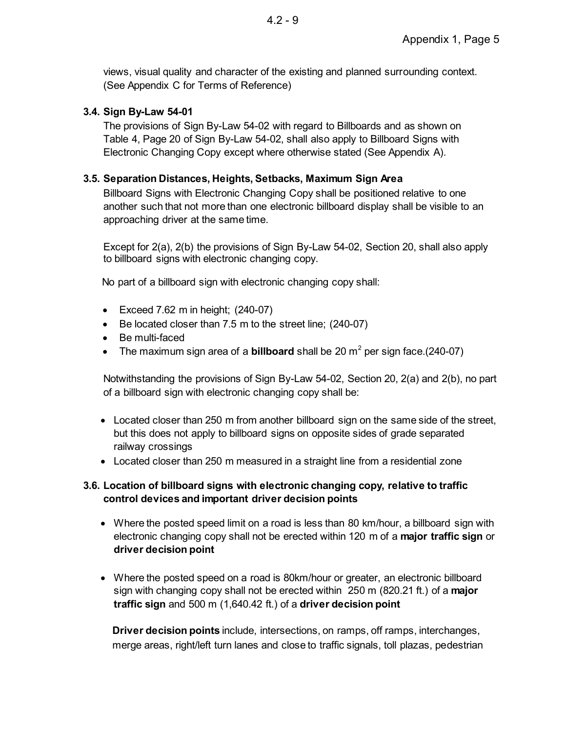views, visual quality and character of the existing and planned surrounding context. (See Appendix C for Terms of Reference)

### 3.4. Sign By-Law 54-01

The provisions of Sign By-Law 54-02 with regard to Billboards and as shown on Table 4, Page 20 of Sign By-Law 54-02, shall also apply to Billboard Signs with Electronic Changing Copy except where otherwise stated (See Appendix A).

### 3.5. Separation Distances, Heights, Setbacks, Maximum Sign Area

Billboard Signs with Electronic Changing Copy shall be positioned relative to one another such that not more than one electronic billboard display shall be visible to an approaching driver at the same time.

Except for 2(a), 2(b) the provisions of Sign By-Law 54-02, Section 20, shall also apply to billboard signs with electronic changing copy.

No part of a billboard sign with electronic changing copy shall:

- Exceed 7.62 m in height; (240-07)
- Be located closer than 7.5 m to the street line; (240-07)
- Be multi-faced
- The maximum sign area of a **billboard** shall be 20 $m^2$ per sign face.(240-07)

Notwithstanding the provisions of Sign By-Law 54-02, Section 20, 2(a) and 2(b), no part of a billboard sign with electronic changing copy shall be:

- Located closer than 250 m from another billboard sign on the same side of the street, but this does not apply to billboard signs on opposite sides of grade separated railway crossings
- Located closer than 250 m measured in a straight line from a residential zone

### 3.6. Location of billboard signs with electronic changing copy, relative to traffic control devices and important driver decision points

- Where the posted speed limit on a road is less than 80 km/hour, a billboard sign with electronic changing copy shall not be erected within 120 m of a **major traffic sign** or **driver decision point**
- Where the posted speed on a road is 80km/hour or greater, an electronic billboard sign with changing copy shall not be erected within 250 m (820.21 ft.) of a **major traffic sign** and 500 m (1,640.42 ft.) of a **driver decision point**

**Driver decision points** include, intersections, on ramps, off ramps, interchanges, merge areas, right/left turn lanes and close to traffic signals, toll plazas, pedestrian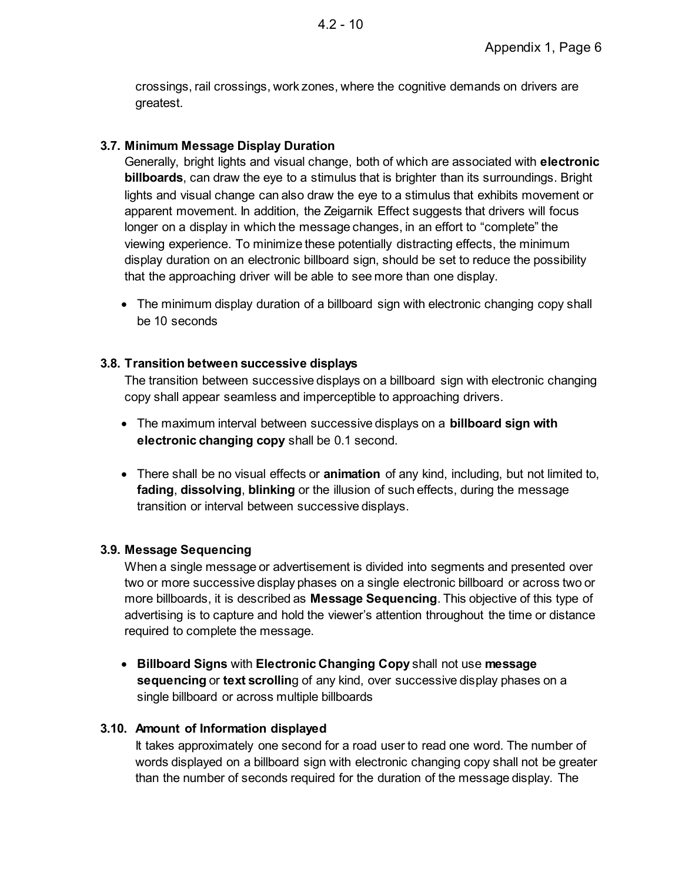crossings, rail crossings, work zones, where the cognitive demands on drivers are greatest.

### 3.7. Minimum Message Display Duration

Generally, bright lights and visual change, both of which are associated with **electronic billboards**, can draw the eye to a stimulus that is brighter than its surroundings. Bright lights and visual change can also draw the eye to a stimulus that exhibits movement or apparent movement. In addition, the Zeigarnik Effect suggests that drivers will focus longer on a display in which the message changes, in an effort to "complete" the viewing experience. To minimize these potentially distracting effects, the minimum display duration on an electronic billboard sign, should be set to reduce the possibility that the approaching driver will be able to see more than one display.

- The minimum display duration of a billboard sign with electronic changing copy shall be 10 seconds

### 3.8. Transition between successive displays

The transition between successive displays on a billboard sign with electronic changing copy shall appear seamless and imperceptible to approaching drivers.

- The maximum interval between successive displays on a **billboard sign with electronic changing copy** shall be 0.1 second.
- There shall be no visual effects or **animation** of any kind, including, but not limited to, **fading**, **dissolving**, **blinking** or the illusion of such effects, during the message transition or interval between successive displays.

### 3.9. Message Sequencing

When a single message or advertisement is divided into segments and presented over two or more successive display phases on a single electronic billboard or across two or more billboards, it is described as **Message Sequencing**. This objective of this type of advertising is to capture and hold the viewer's attention throughout the time or distance required to complete the message.

- **Billboard Signs** with **Electronic Changing Copy** shall not use **message sequencing** or **text scrollin**g of any kind, over successive display phases on a single billboard or across multiple billboards

### 3.10. Amount of Information displayed

It takes approximately one second for a road user to read one word. The number of words displayed on a billboard sign with electronic changing copy shall not be greater than the number of seconds required for the duration of the message display. The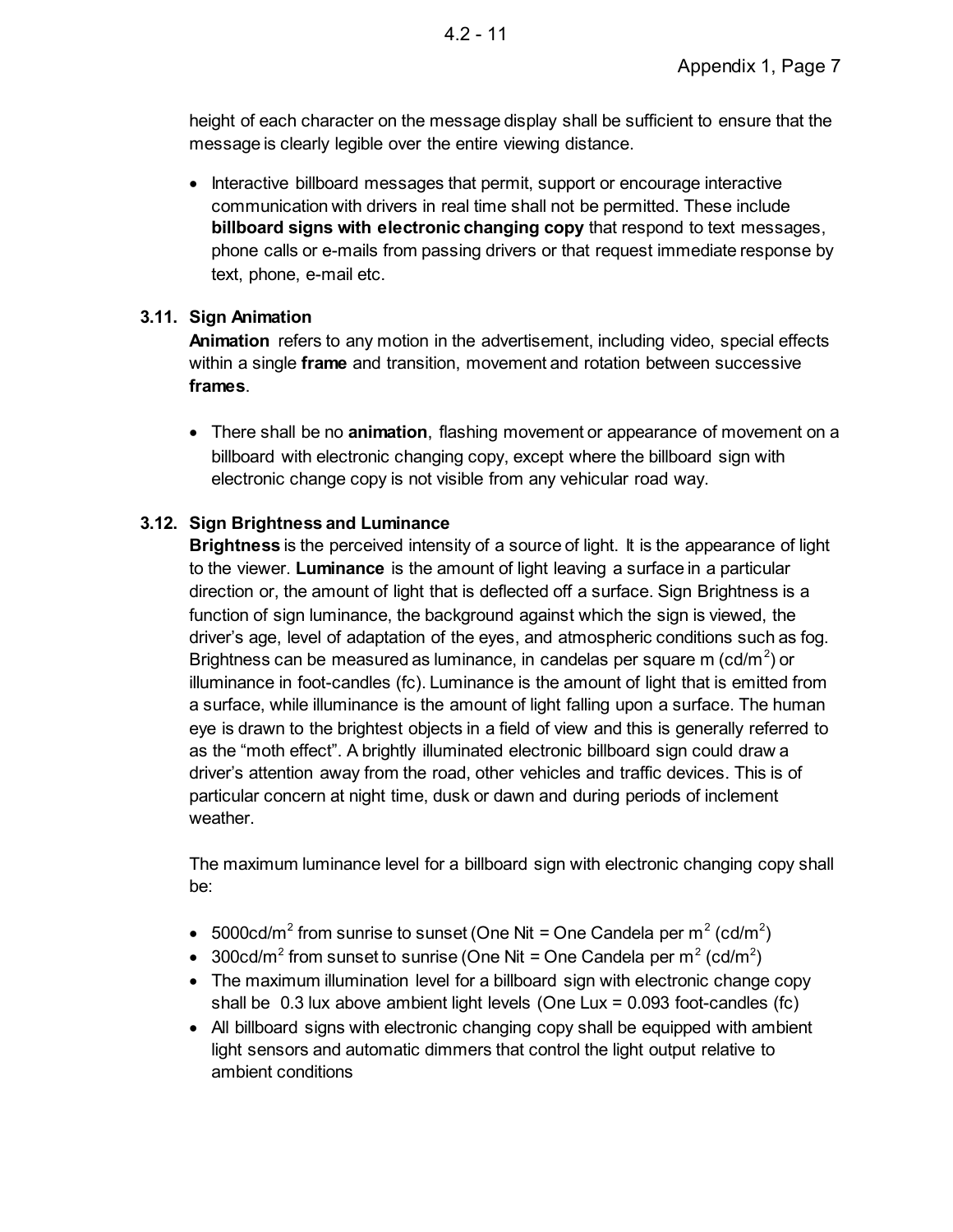height of each character on the message display shall be sufficient to ensure that the message is clearly legible over the entire viewing distance.

- Interactive billboard messages that permit, support or encourage interactive communication with drivers in real time shall not be permitted. These include **billboard signs with electronic changing copy** that respond to text messages, phone calls or e-mails from passing drivers or that request immediate response by text, phone, e-mail etc.

### 3.11. Sign Animation

**Animation** refers to any motion in the advertisement, including video, special effects within a single **frame** and transition, movement and rotation between successive **frames**.

- There shall be no **animation**, flashing movement or appearance of movement on a billboard with electronic changing copy, except where the billboard sign with electronic change copy is not visible from any vehicular road way.

### 3.12. Sign Brightness and Luminance

**Brightness** is the perceived intensity of a source of light. It is the appearance of light to the viewer. **Luminance** is the amount of light leaving a surface in a particular direction or, the amount of light that is deflected off a surface. Sign Brightness is a function of sign luminance, the background against which the sign is viewed, the driver's age, level of adaptation of the eyes, and atmospheric conditions such as fog. Brightness can be measured as luminance, in candelas per square m ($cd/m^2$) or illuminance in foot-candles (fc). Luminance is the amount of light that is emitted from a surface, while illuminance is the amount of light falling upon a surface. The human eye is drawn to the brightest objects in a field of view and this is generally referred to as the "moth effect". A brightly illuminated electronic billboard sign could draw a driver's attention away from the road, other vehicles and traffic devices. This is of particular concern at night time, dusk or dawn and during periods of inclement weather.

The maximum luminance level for a billboard sign with electronic changing copy shall be:

- $5000cd/m^2$ from sunrise to sunset (One Nit = One Candela per $m^2$ ($cd/m^2$)
- $300cd/m^2$ from sunset to sunrise (One Nit = One Candela per $m^2$ ($cd/m^2$)
- The maximum illumination level for a billboard sign with electronic change copy shall be 0.3 lux above ambient light levels (One Lux = 0.093 foot-candles (fc)
- All billboard signs with electronic changing copy shall be equipped with ambient light sensors and automatic dimmers that control the light output relative to ambient conditions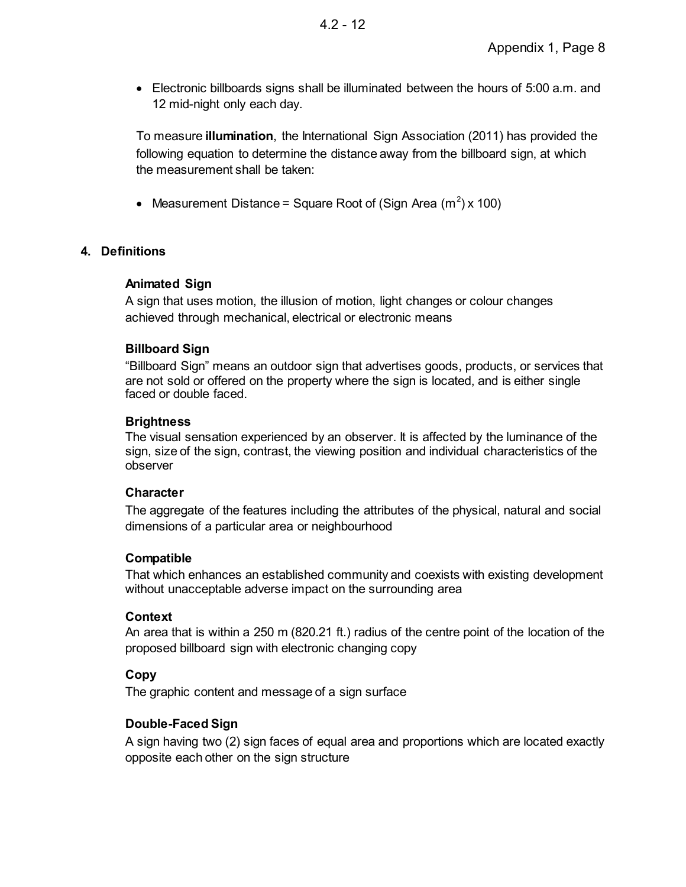- Electronic billboards signs shall be illuminated between the hours of 5:00 a.m. and 12 mid-night only each day.

To measure **illumination**, the International Sign Association (2011) has provided the following equation to determine the distance away from the billboard sign, at which the measurement shall be taken:

- Measurement Distance = Square Root of (Sign Area ($m^2$) x 100)

## 4. Definitions

**Animated Sign**
A sign that uses motion, the illusion of motion, light changes or colour changes achieved through mechanical, electrical or electronic means

**Billboard Sign**
"Billboard Sign" means an outdoor sign that advertises goods, products, or services that are not sold or offered on the property where the sign is located, and is either single faced or double faced.

**Brightness**
The visual sensation experienced by an observer. It is affected by the luminance of the sign, size of the sign, contrast, the viewing position and individual characteristics of the observer

**Character**
The aggregate of the features including the attributes of the physical, natural and social dimensions of a particular area or neighbourhood

**Compatible**
That which enhances an established community and coexists with existing development without unacceptable adverse impact on the surrounding area

**Context**
An area that is within a 250 m (820.21 ft.) radius of the centre point of the location of the proposed billboard sign with electronic changing copy

**Copy**
The graphic content and message of a sign surface

**Double-Faced Sign**
A sign having two (2) sign faces of equal area and proportions which are located exactly opposite each other on the sign structure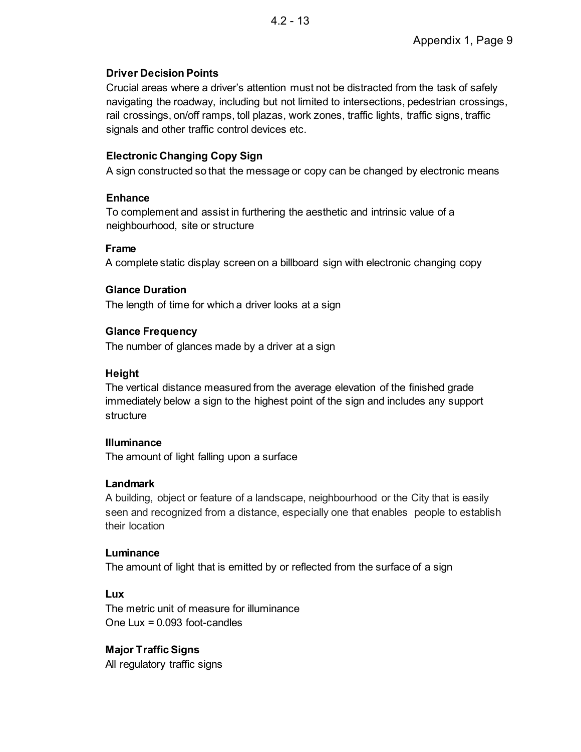**Driver Decision Points**
Crucial areas where a driver's attention must not be distracted from the task of safely navigating the roadway, including but not limited to intersections, pedestrian crossings, rail crossings, on/off ramps, toll plazas, work zones, traffic lights, traffic signs, traffic signals and other traffic control devices etc.

**Electronic Changing Copy Sign**
A sign constructed so that the message or copy can be changed by electronic means

**Enhance**
To complement and assist in furthering the aesthetic and intrinsic value of a neighbourhood, site or structure

**Frame**
A complete static display screen on a billboard sign with electronic changing copy

**Glance Duration**
The length of time for which a driver looks at a sign

**Glance Frequency**
The number of glances made by a driver at a sign

**Height**
The vertical distance measured from the average elevation of the finished grade immediately below a sign to the highest point of the sign and includes any support structure

**Illuminance**
The amount of light falling upon a surface

**Landmark**
A building, object or feature of a landscape, neighbourhood or the City that is easily seen and recognized from a distance, especially one that enables people to establish their location

**Luminance**
The amount of light that is emitted by or reflected from the surface of a sign

**Lux**
The metric unit of measure for illuminance
One Lux = 0.093 foot-candles

**Major Traffic Signs**
All regulatory traffic signs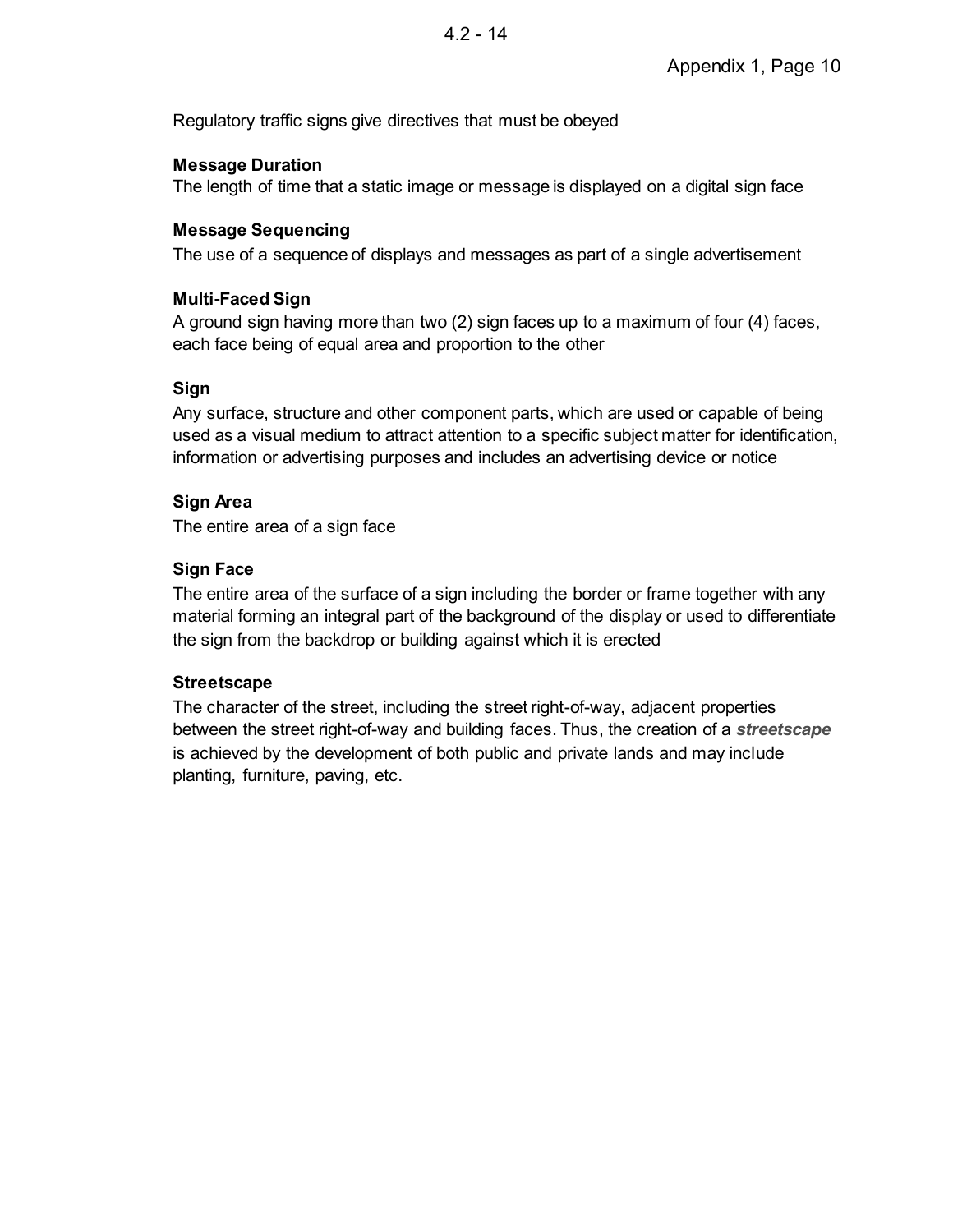Regulatory traffic signs give directives that must be obeyed

**Message Duration**
The length of time that a static image or message is displayed on a digital sign face

**Message Sequencing**
The use of a sequence of displays and messages as part of a single advertisement

**Multi-Faced Sign**
A ground sign having more than two (2) sign faces up to a maximum of four (4) faces, each face being of equal area and proportion to the other

**Sign**
Any surface, structure and other component parts, which are used or capable of being used as a visual medium to attract attention to a specific subject matter for identification, information or advertising purposes and includes an advertising device or notice

**Sign Area**
The entire area of a sign face

**Sign Face**
The entire area of the surface of a sign including the border or frame together with any material forming an integral part of the background of the display or used to differentiate the sign from the backdrop or building against which it is erected

**Streetscape**
The character of the street, including the street right-of-way, adjacent properties between the street right-of-way and building faces. Thus, the creation of a ***streetscape*** is achieved by the development of both public and private lands and may include planting, furniture, paving, etc.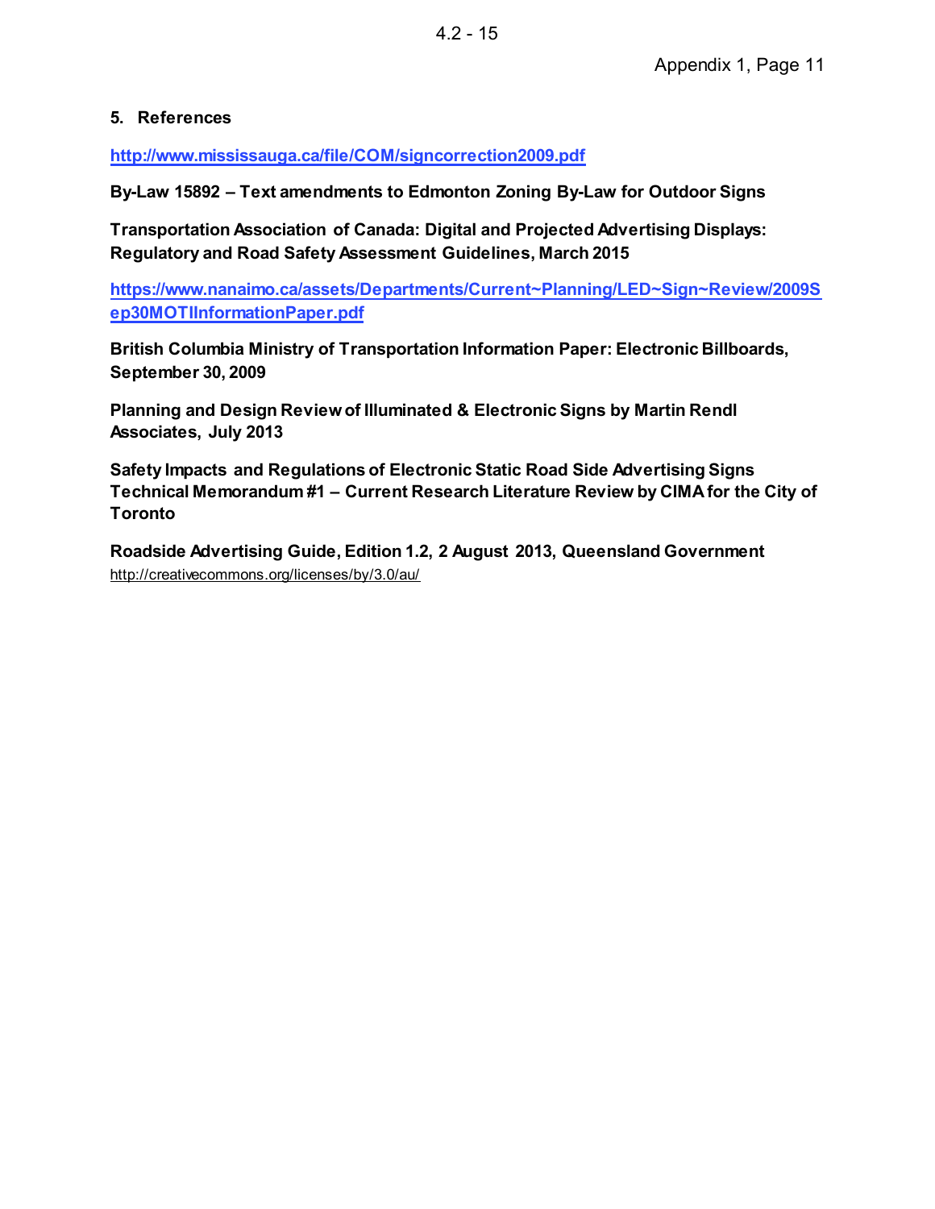## 5. References

**http://www.mississauga.ca/file/COM/signcorrection2009.pdf**

**By-Law 15892 – Text amendments to Edmonton Zoning By-Law for Outdoor Signs**

**Transportation Association of Canada: Digital and Projected Advertising Displays: Regulatory and Road Safety Assessment Guidelines, March 2015**

**https://www.nanaimo.ca/assets/Departments/Current~Planning/LED~Sign~Review/2009Sep30MOTIInformationPaper.pdf**

**British Columbia Ministry of Transportation Information Paper: Electronic Billboards, September 30, 2009**

**Planning and Design Review of Illuminated & Electronic Signs by Martin Rendl Associates, July 2013**

**Safety Impacts and Regulations of Electronic Static Road Side Advertising Signs Technical Memorandum #1 – Current Research Literature Review by CIMA for the City of Toronto**

**Roadside Advertising Guide, Edition 1.2, 2 August 2013, Queensland Government**
http://creativecommons.org/licenses/by/3.0/au/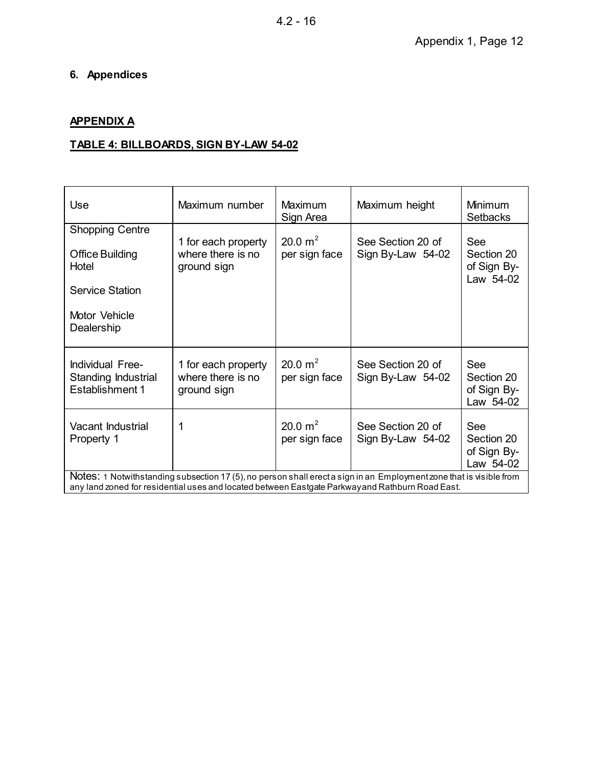## 6. Appendices

### APPENDIX A

**TABLE 4: BILLBOARDS, SIGN BY-LAW 54-02**

| Use | Maximum number | Maximum Sign Area | Maximum height | Minimum Setbacks |
|---|---|---|---|---|
| Shopping Centre<br><br>Office Building<br>Hotel<br><br>Service Station<br><br>Motor Vehicle Dealership | 1 for each property where there is no ground sign | 20.0 $m^2$ per sign face | See Section 20 of Sign By-Law 54-02 | See Section 20 of Sign By-Law 54-02 |
| Individual Free-Standing Industrial Establishment 1 | 1 for each property where there is no ground sign | 20.0 $m^2$ per sign face | See Section 20 of Sign By-Law 54-02 | See Section 20 of Sign By-Law 54-02 |
| Vacant Industrial Property 1 | 1 | 20.0 $m^2$ per sign face | See Section 20 of Sign By-Law 54-02 | See Section 20 of Sign By-Law 54-02 |

Notes: 1 Notwithstanding subsection 17 (5), no person shall erect a sign in an Employment zone that is visible from any land zoned for residential uses and located between Eastgate Parkway and Rathburn Road East.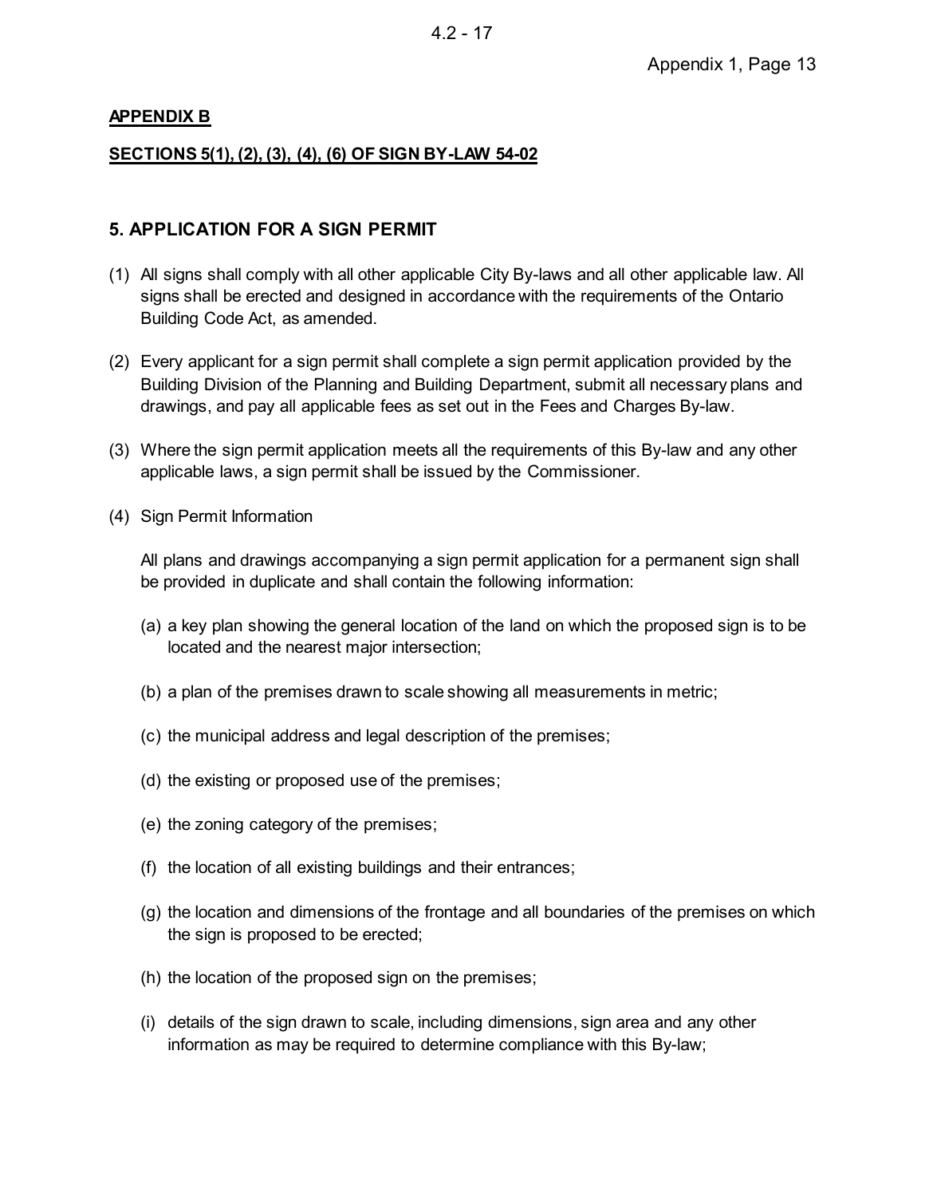**APPENDIX B**

**SECTIONS 5(1), (2), (3), (4), (6) OF SIGN BY-LAW 54-02**

## 5. APPLICATION FOR A SIGN PERMIT

(1) All signs shall comply with all other applicable City By-laws and all other applicable law. All signs shall be erected and designed in accordance with the requirements of the Ontario Building Code Act, as amended.

(2) Every applicant for a sign permit shall complete a sign permit application provided by the Building Division of the Planning and Building Department, submit all necessary plans and drawings, and pay all applicable fees as set out in the Fees and Charges By-law.

(3) Where the sign permit application meets all the requirements of this By-law and any other applicable laws, a sign permit shall be issued by the Commissioner.

(4) Sign Permit Information

All plans and drawings accompanying a sign permit application for a permanent sign shall be provided in duplicate and shall contain the following information:

(a) a key plan showing the general location of the land on which the proposed sign is to be located and the nearest major intersection;

(b) a plan of the premises drawn to scale showing all measurements in metric;

(c) the municipal address and legal description of the premises;

(d) the existing or proposed use of the premises;

(e) the zoning category of the premises;

(f) the location of all existing buildings and their entrances;

(g) the location and dimensions of the frontage and all boundaries of the premises on which the sign is proposed to be erected;

(h) the location of the proposed sign on the premises;

(i) details of the sign drawn to scale, including dimensions, sign area and any other information as may be required to determine compliance with this By-law;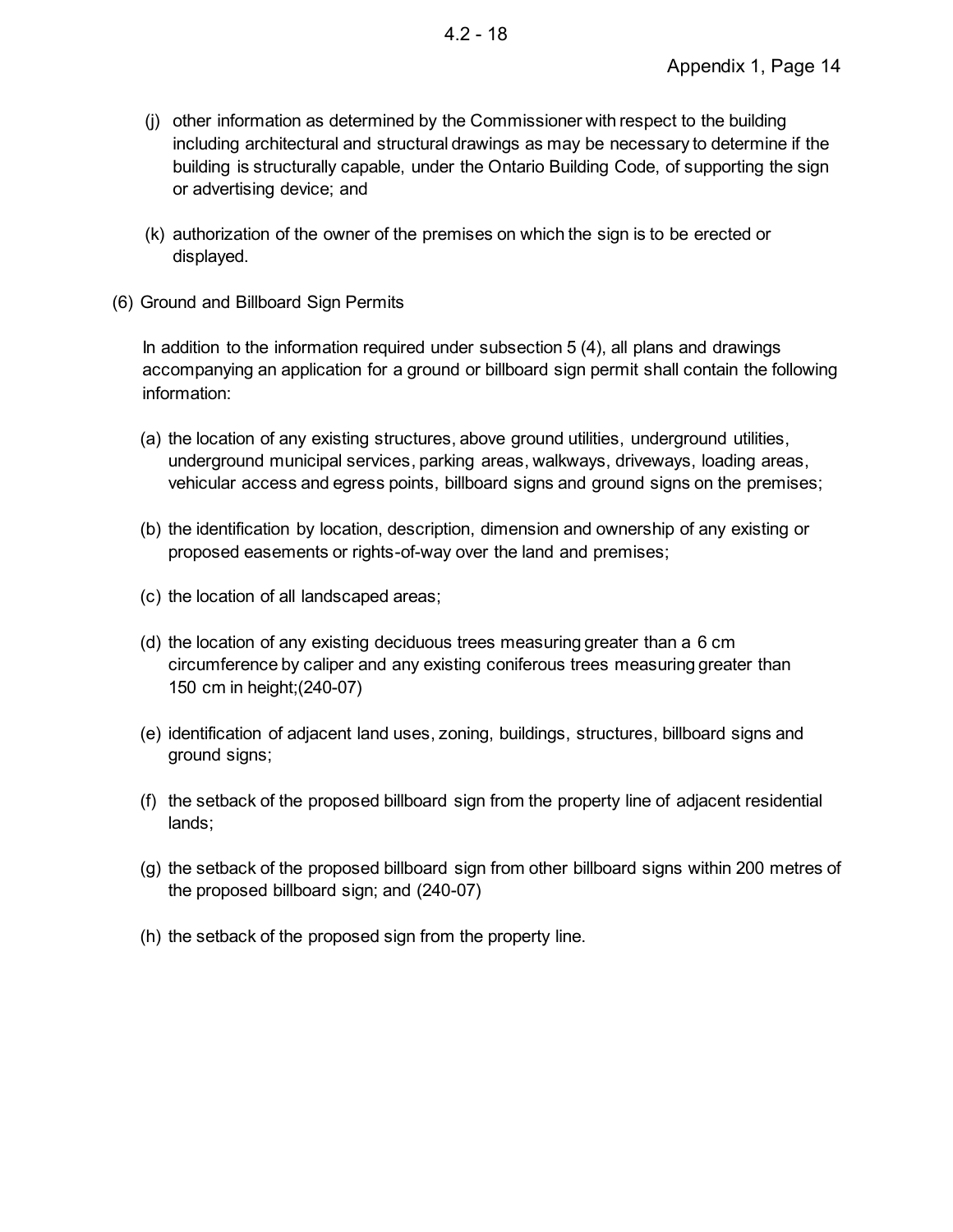(j) other information as determined by the Commissioner with respect to the building including architectural and structural drawings as may be necessary to determine if the building is structurally capable, under the Ontario Building Code, of supporting the sign or advertising device; and

(k) authorization of the owner of the premises on which the sign is to be erected or displayed.

(6) Ground and Billboard Sign Permits

In addition to the information required under subsection 5 (4), all plans and drawings accompanying an application for a ground or billboard sign permit shall contain the following information:

(a) the location of any existing structures, above ground utilities, underground utilities, underground municipal services, parking areas, walkways, driveways, loading areas, vehicular access and egress points, billboard signs and ground signs on the premises;

(b) the identification by location, description, dimension and ownership of any existing or proposed easements or rights-of-way over the land and premises;

(c) the location of all landscaped areas;

(d) the location of any existing deciduous trees measuring greater than a 6 cm circumference by caliper and any existing coniferous trees measuring greater than 150 cm in height;(240-07)

(e) identification of adjacent land uses, zoning, buildings, structures, billboard signs and ground signs;

(f) the setback of the proposed billboard sign from the property line of adjacent residential lands;

(g) the setback of the proposed billboard sign from other billboard signs within 200 metres of the proposed billboard sign; and (240-07)

(h) the setback of the proposed sign from the property line.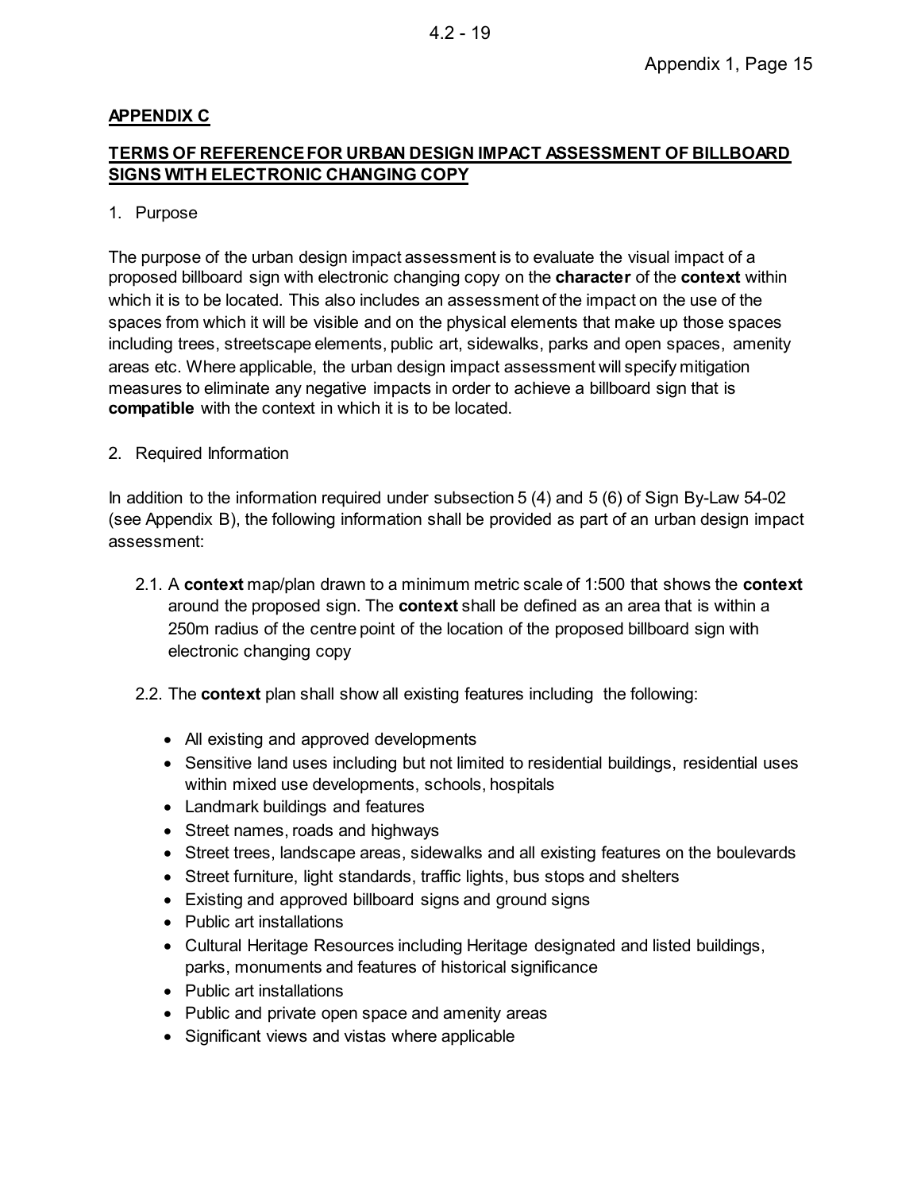**APPENDIX C**

**TERMS OF REFERENCE FOR URBAN DESIGN IMPACT ASSESSMENT OF BILLBOARD SIGNS WITH ELECTRONIC CHANGING COPY**

1. Purpose

The purpose of the urban design impact assessment is to evaluate the visual impact of a proposed billboard sign with electronic changing copy on the **character** of the **context** within which it is to be located. This also includes an assessment of the impact on the use of the spaces from which it will be visible and on the physical elements that make up those spaces including trees, streetscape elements, public art, sidewalks, parks and open spaces, amenity areas etc. Where applicable, the urban design impact assessment will specify mitigation measures to eliminate any negative impacts in order to achieve a billboard sign that is **compatible** with the context in which it is to be located.

2. Required Information

In addition to the information required under subsection 5 (4) and 5 (6) of Sign By-Law 54-02 (see Appendix B), the following information shall be provided as part of an urban design impact assessment:

2.1. A **context** map/plan drawn to a minimum metric scale of 1:500 that shows the **context** around the proposed sign. The **context** shall be defined as an area that is within a 250m radius of the centre point of the location of the proposed billboard sign with electronic changing copy

2.2. The **context** plan shall show all existing features including the following:

- All existing and approved developments
- Sensitive land uses including but not limited to residential buildings, residential uses within mixed use developments, schools, hospitals
- Landmark buildings and features
- Street names, roads and highways
- Street trees, landscape areas, sidewalks and all existing features on the boulevards
- Street furniture, light standards, traffic lights, bus stops and shelters
- Existing and approved billboard signs and ground signs
- Public art installations
- Cultural Heritage Resources including Heritage designated and listed buildings, parks, monuments and features of historical significance
- Public art installations
- Public and private open space and amenity areas
- Significant views and vistas where applicable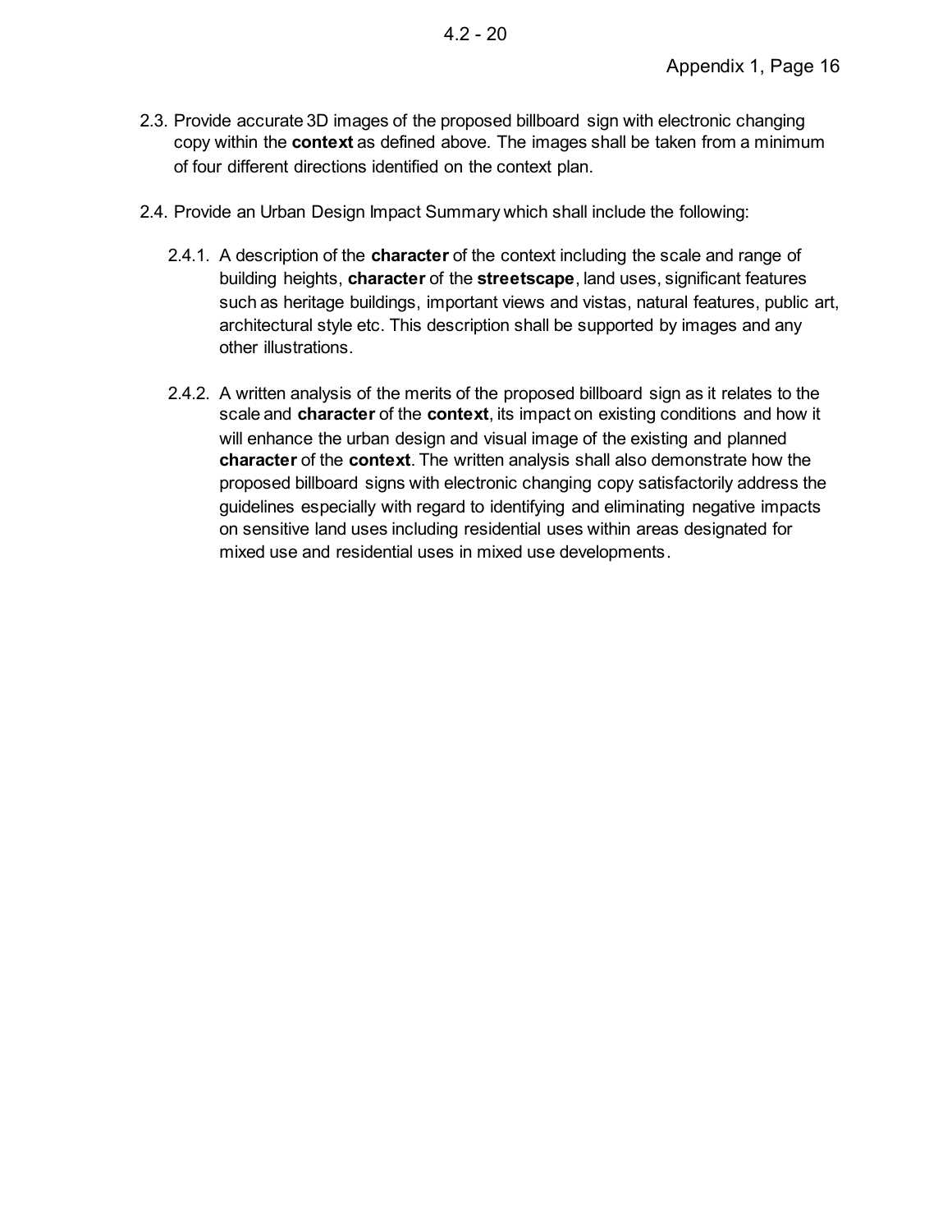2.3. Provide accurate 3D images of the proposed billboard sign with electronic changing copy within the **context** as defined above. The images shall be taken from a minimum of four different directions identified on the context plan.

2.4. Provide an Urban Design Impact Summary which shall include the following:

   2.4.1. A description of the **character** of the context including the scale and range of building heights, **character** of the **streetscape**, land uses, significant features such as heritage buildings, important views and vistas, natural features, public art, architectural style etc. This description shall be supported by images and any other illustrations.

   2.4.2. A written analysis of the merits of the proposed billboard sign as it relates to the scale and **character** of the **context**, its impact on existing conditions and how it will enhance the urban design and visual image of the existing and planned **character** of the **context**. The written analysis shall also demonstrate how the proposed billboard signs with electronic changing copy satisfactorily address the guidelines especially with regard to identifying and eliminating negative impacts on sensitive land uses including residential uses within areas designated for mixed use and residential uses in mixed use developments.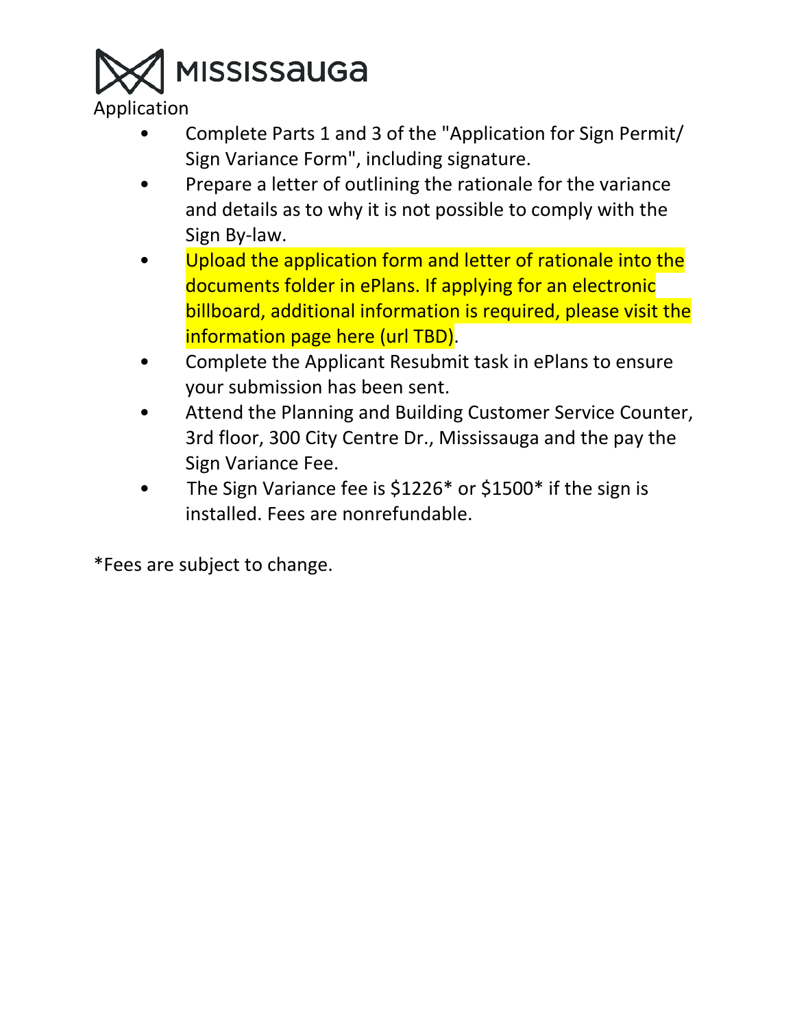MISSISSAUGA

Application

- Complete Parts 1 and 3 of the "Application for Sign Permit/ Sign Variance Form", including signature.
- Prepare a letter of outlining the rationale for the variance and details as to why it is not possible to comply with the Sign By-law.
- Upload the application form and letter of rationale into the documents folder in ePlans. If applying for an electronic billboard, additional information is required, please visit the information page here (url TBD).
- Complete the Applicant Resubmit task in ePlans to ensure your submission has been sent.
- Attend the Planning and Building Customer Service Counter, 3rd floor, 300 City Centre Dr., Mississauga and the pay the Sign Variance Fee.
- The Sign Variance fee is $1226* or $1500* if the sign is installed. Fees are nonrefundable.

*Fees are subject to change.